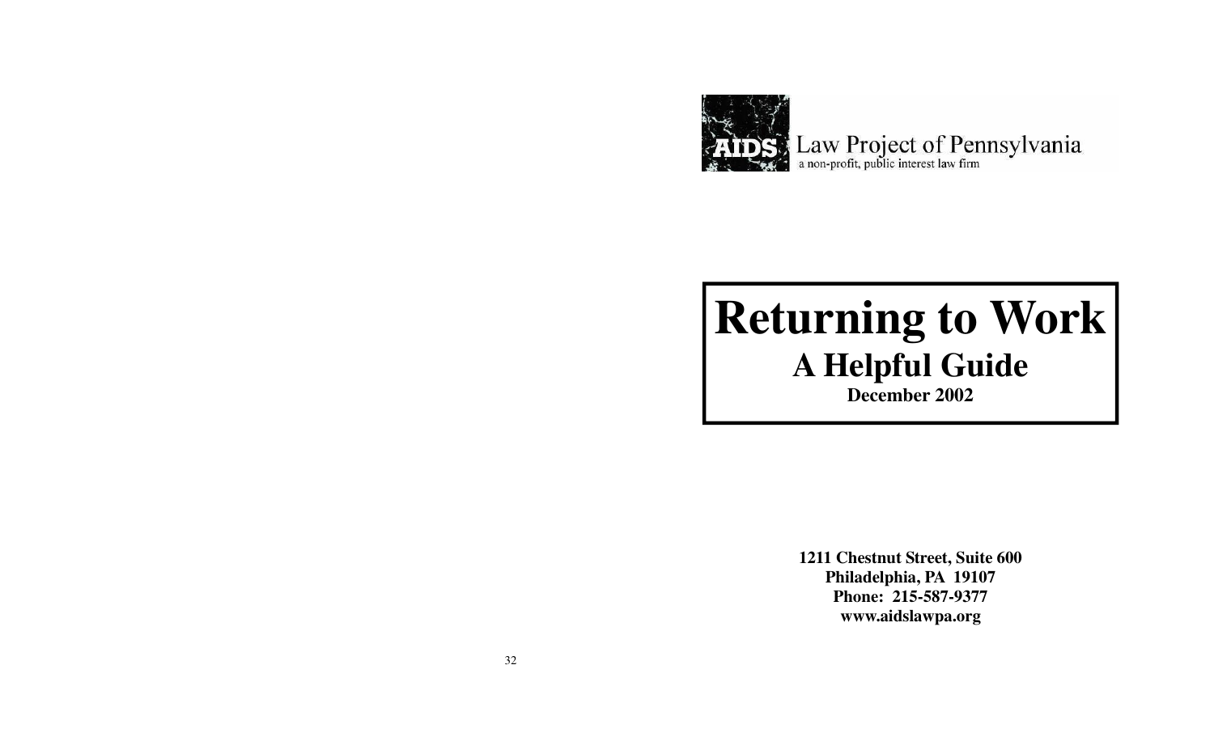AIDS Law Project of Pennsylvania

a non-profit, public interest law firm

# Returning to Work

## A Helpful Guide

**December 2002**

**1211 Chestnut Street, Suite 600**
**Philadelphia, PA 19107**
**Phone: 215-587-9377**
**www.aidslawpa.org**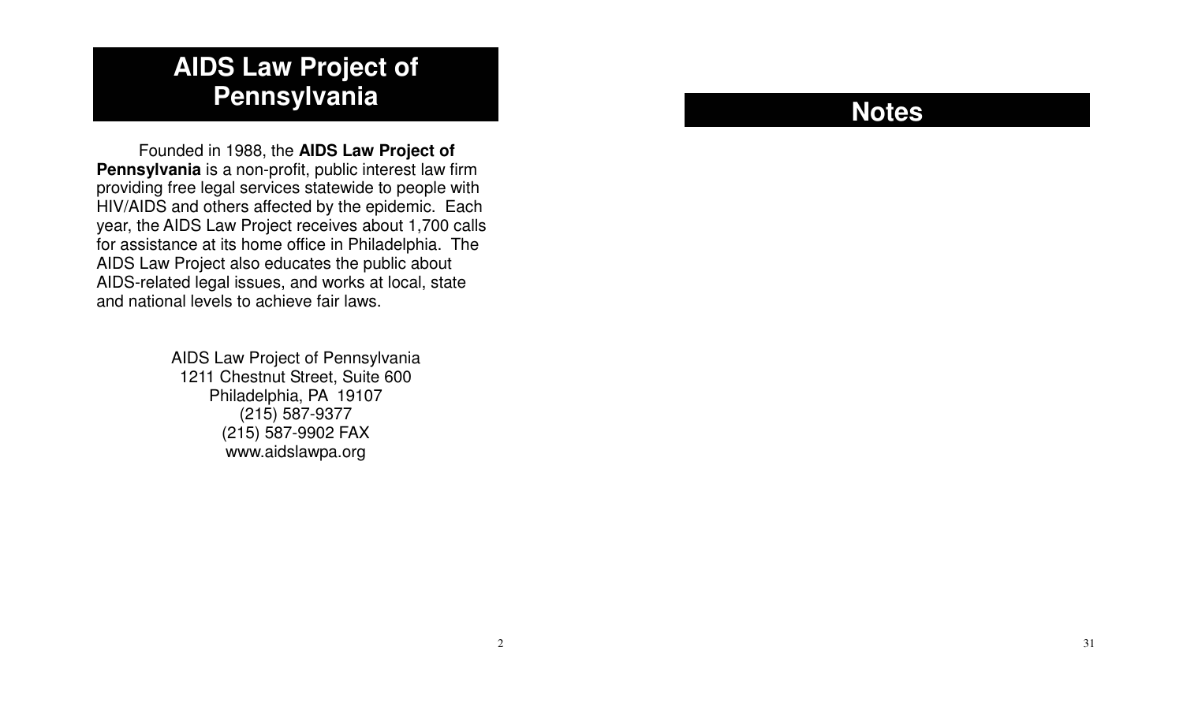# AIDS Law Project of Pennsylvania

Founded in 1988, the **AIDS Law Project of Pennsylvania** is a non-profit, public interest law firm providing free legal services statewide to people with HIV/AIDS and others affected by the epidemic. Each year, the AIDS Law Project receives about 1,700 calls for assistance at its home office in Philadelphia. The AIDS Law Project also educates the public about AIDS-related legal issues, and works at local, state and national levels to achieve fair laws.

AIDS Law Project of Pennsylvania
1211 Chestnut Street, Suite 600
Philadelphia, PA 19107
(215) 587-9377
(215) 587-9902 FAX
www.aidslawpa.org

# Notes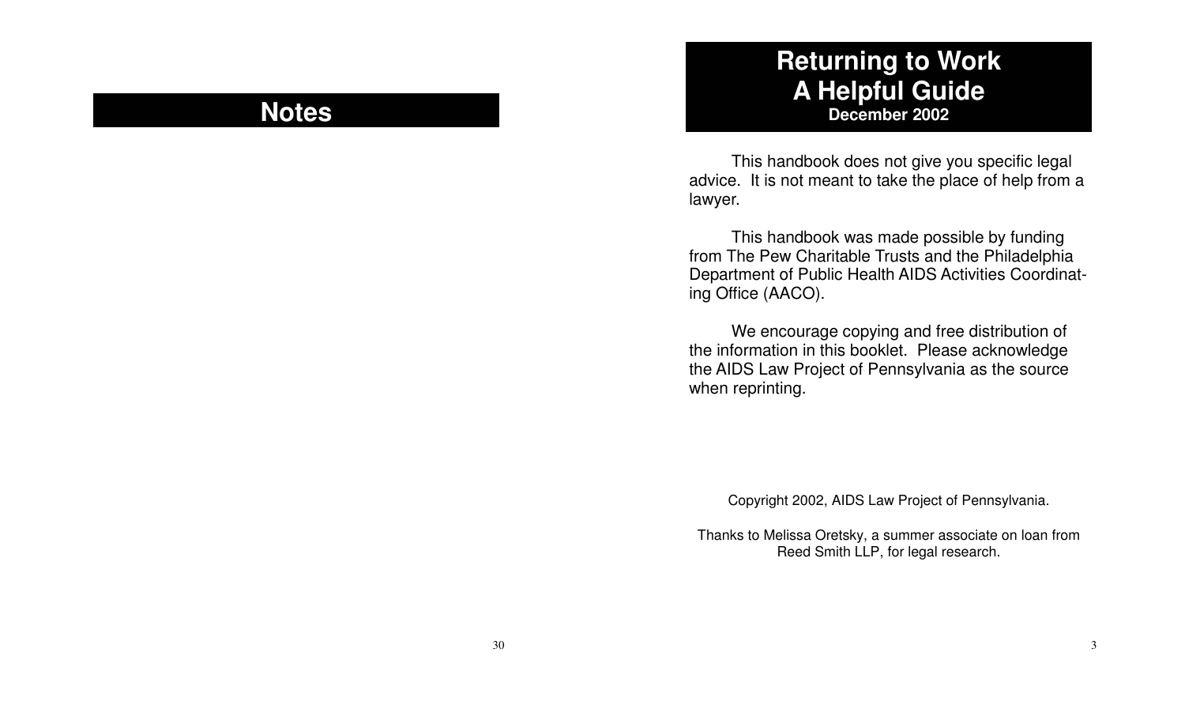# Notes

# Returning to Work
# A Helpful Guide
**December 2002**

This handbook does not give you specific legal advice. It is not meant to take the place of help from a lawyer.

This handbook was made possible by funding from The Pew Charitable Trusts and the Philadelphia Department of Public Health AIDS Activities Coordinating Office (AACO).

We encourage copying and free distribution of the information in this booklet. Please acknowledge the AIDS Law Project of Pennsylvania as the source when reprinting.

Copyright 2002, AIDS Law Project of Pennsylvania.

Thanks to Melissa Oretsky, a summer associate on loan from Reed Smith LLP, for legal research.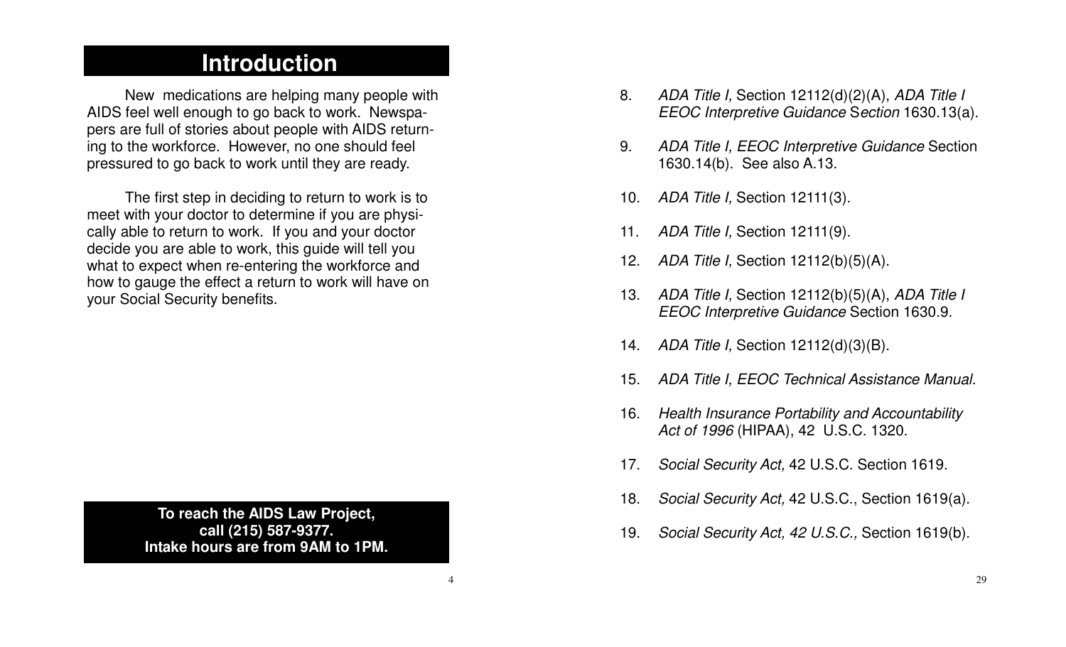# Introduction

New medications are helping many people with AIDS feel well enough to go back to work. Newspapers are full of stories about people with AIDS returning to the workforce. However, no one should feel pressured to go back to work until they are ready.

The first step in deciding to return to work is to meet with your doctor to determine if you are physically able to return to work. If you and your doctor decide you are able to work, this guide will tell you what to expect when re-entering the workforce and how to gauge the effect a return to work will have on your Social Security benefits.

**To reach the AIDS Law Project,**
**call (215) 587-9377.**
**Intake hours are from 9AM to 1PM.**

8. *ADA Title I,* Section 12112(d)(2)(A), *ADA Title I EEOC Interpretive Guidance* S*ection* 1630.13(a).
9. *ADA Title I, EEOC Interpretive Guidance* Section 1630.14(b). See also A.13.
10. *ADA Title I,* Section 12111(3).
11. *ADA Title I,* Section 12111(9).
12. *ADA Title I,* Section 12112(b)(5)(A).
13. *ADA Title I,* Section 12112(b)(5)(A), *ADA Title I EEOC Interpretive Guidance* Section 1630.9.
14. *ADA Title I,* Section 12112(d)(3)(B).
15. *ADA Title I, EEOC Technical Assistance Manual.*
16. *Health Insurance Portability and Accountability Act of 1996* (HIPAA), 42 U.S.C. 1320.
17. *Social Security Act,* 42 U.S.C. Section 1619.
18. *Social Security Act,* 42 U.S.C., Section 1619(a).
19. *Social Security Act, 42 U.S.C.,* Section 1619(b).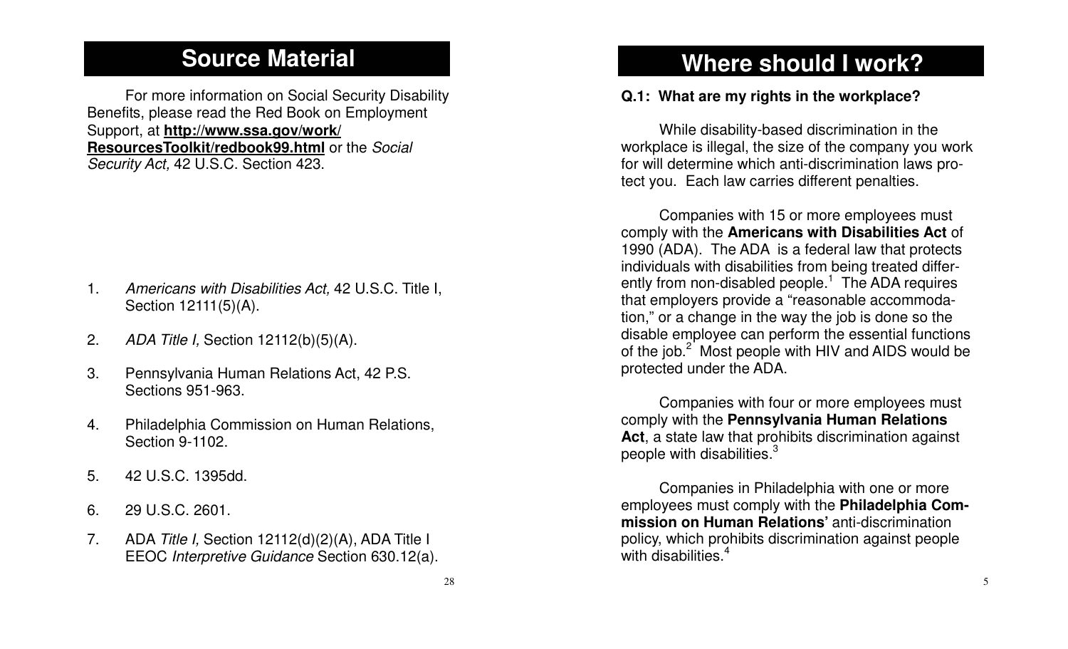## Source Material

For more information on Social Security Disability Benefits, please read the Red Book on Employment Support, at **http://www.ssa.gov/work/ResourcesToolkit/redbook99.html** or the *Social Security Act,* 42 U.S.C. Section 423.

1. *Americans with Disabilities Act,* 42 U.S.C. Title I, Section 12111(5)(A).
2. *ADA Title I,* Section 12112(b)(5)(A).
3. Pennsylvania Human Relations Act, 42 P.S. Sections 951-963.
4. Philadelphia Commission on Human Relations, Section 9-1102.
5. 42 U.S.C. 1395dd.
6. 29 U.S.C. 2601.
7. ADA *Title I,* Section 12112(d)(2)(A), ADA Title I EEOC *Interpretive Guidance* Section 630.12(a).

## Where should I work?

**Q.1: What are my rights in the workplace?**

While disability-based discrimination in the workplace is illegal, the size of the company you work for will determine which anti-discrimination laws protect you. Each law carries different penalties.

Companies with 15 or more employees must comply with the **Americans with Disabilities Act** of 1990 (ADA). The ADA is a federal law that protects individuals with disabilities from being treated differently from non-disabled people.[1] The ADA requires that employers provide a "reasonable accommodation," or a change in the way the job is done so the disable employee can perform the essential functions of the job.[2] Most people with HIV and AIDS would be protected under the ADA.

Companies with four or more employees must comply with the **Pennsylvania Human Relations Act**, a state law that prohibits discrimination against people with disabilities.[3]

Companies in Philadelphia with one or more employees must comply with the **Philadelphia Commission on Human Relations'** anti-discrimination policy, which prohibits discrimination against people with disabilities.[4]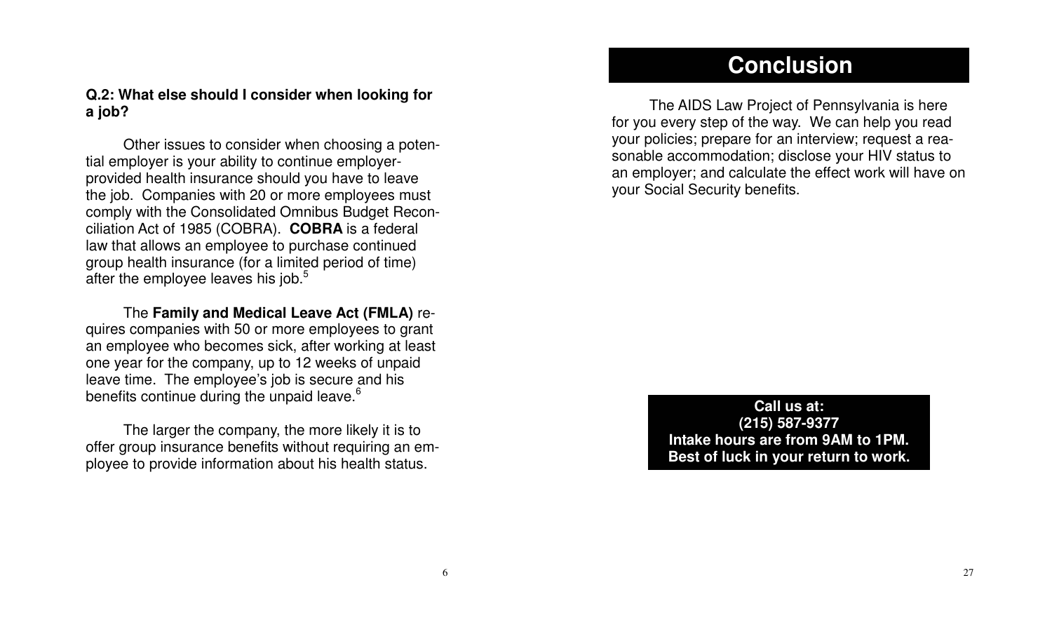**Q.2: What else should I consider when looking for a job?**

Other issues to consider when choosing a potential employer is your ability to continue employer-provided health insurance should you have to leave the job. Companies with 20 or more employees must comply with the Consolidated Omnibus Budget Reconciliation Act of 1985 (COBRA). **COBRA** is a federal law that allows an employee to purchase continued group health insurance (for a limited period of time) after the employee leaves his job.[5]

The **Family and Medical Leave Act (FMLA)** requires companies with 50 or more employees to grant an employee who becomes sick, after working at least one year for the company, up to 12 weeks of unpaid leave time. The employee's job is secure and his benefits continue during the unpaid leave.[6]

The larger the company, the more likely it is to offer group insurance benefits without requiring an employee to provide information about his health status.

# Conclusion

The AIDS Law Project of Pennsylvania is here for you every step of the way. We can help you read your policies; prepare for an interview; request a reasonable accommodation; disclose your HIV status to an employer; and calculate the effect work will have on your Social Security benefits.

**Call us at:**
**(215) 587-9377**
**Intake hours are from 9AM to 1PM.**
**Best of luck in your return to work.**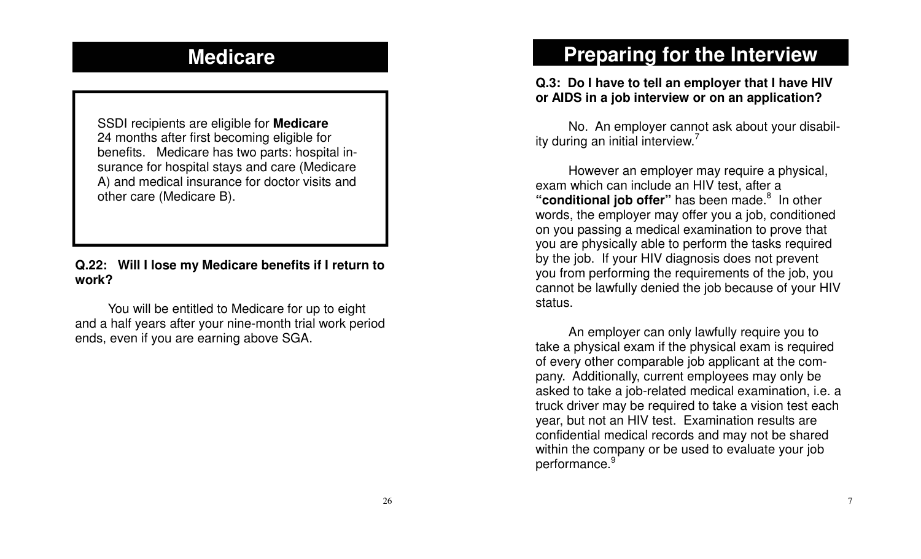# Medicare

SSDI recipients are eligible for **Medicare** 24 months after first becoming eligible for benefits. Medicare has two parts: hospital insurance for hospital stays and care (Medicare A) and medical insurance for doctor visits and other care (Medicare B).

**Q.22: Will I lose my Medicare benefits if I return to work?**

You will be entitled to Medicare for up to eight and a half years after your nine-month trial work period ends, even if you are earning above SGA.

# Preparing for the Interview

**Q.3: Do I have to tell an employer that I have HIV or AIDS in a job interview or on an application?**

No. An employer cannot ask about your disability during an initial interview.[7]

However an employer may require a physical, exam which can include an HIV test, after a **"conditional job offer"** has been made.[8] In other words, the employer may offer you a job, conditioned on you passing a medical examination to prove that you are physically able to perform the tasks required by the job. If your HIV diagnosis does not prevent you from performing the requirements of the job, you cannot be lawfully denied the job because of your HIV status.

An employer can only lawfully require you to take a physical exam if the physical exam is required of every other comparable job applicant at the company. Additionally, current employees may only be asked to take a job-related medical examination, i.e. a truck driver may be required to take a vision test each year, but not an HIV test. Examination results are confidential medical records and may not be shared within the company or be used to evaluate your job performance.[9]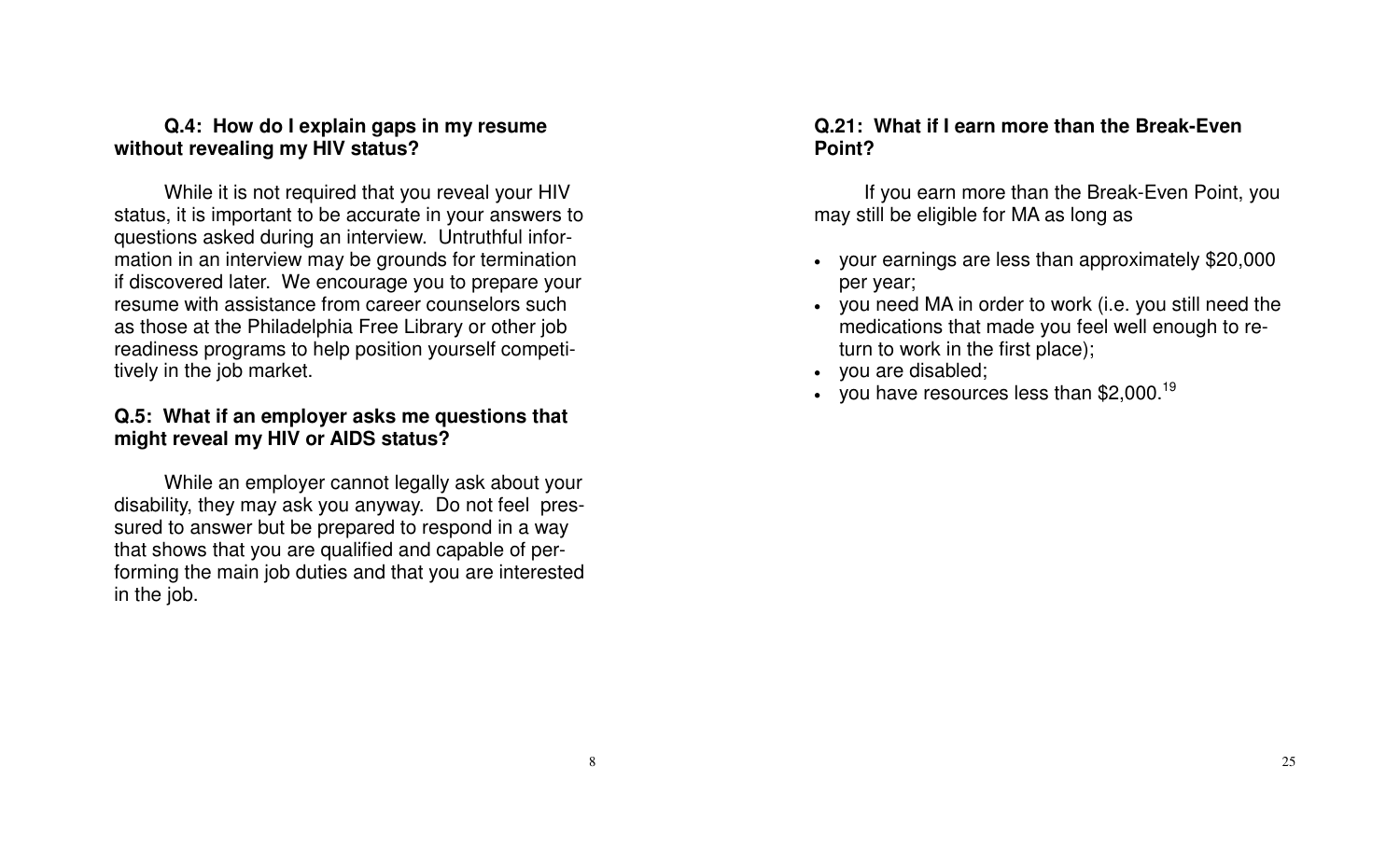**Q.4: How do I explain gaps in my resume without revealing my HIV status?**

While it is not required that you reveal your HIV status, it is important to be accurate in your answers to questions asked during an interview. Untruthful information in an interview may be grounds for termination if discovered later. We encourage you to prepare your resume with assistance from career counselors such as those at the Philadelphia Free Library or other job readiness programs to help position yourself competitively in the job market.

**Q.5: What if an employer asks me questions that might reveal my HIV or AIDS status?**

While an employer cannot legally ask about your disability, they may ask you anyway. Do not feel pressured to answer but be prepared to respond in a way that shows that you are qualified and capable of performing the main job duties and that you are interested in the job.

**Q.21: What if I earn more than the Break-Even Point?**

If you earn more than the Break-Even Point, you may still be eligible for MA as long as

- your earnings are less than approximately $20,000 per year;
- you need MA in order to work (i.e. you still need the medications that made you feel well enough to return to work in the first place);
- you are disabled;
- you have resources less than $2,000.[19]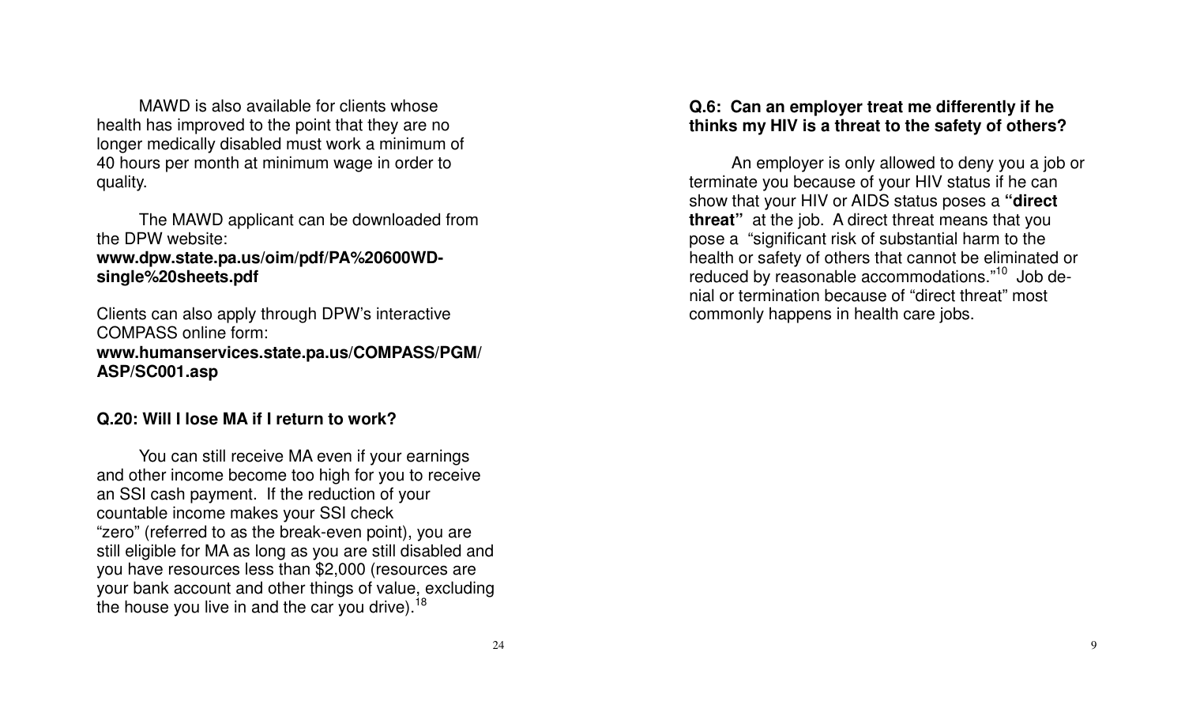MAWD is also available for clients whose health has improved to the point that they are no longer medically disabled must work a minimum of 40 hours per month at minimum wage in order to quality.

The MAWD applicant can be downloaded from the DPW website:
**www.dpw.state.pa.us/oim/pdf/PA%20600WD-single%20sheets.pdf**

Clients can also apply through DPW's interactive COMPASS online form:
**www.humanservices.state.pa.us/COMPASS/PGM/ASP/SC001.asp**

### Q.20: Will I lose MA if I return to work?

You can still receive MA even if your earnings and other income become too high for you to receive an SSI cash payment. If the reduction of your countable income makes your SSI check "zero" (referred to as the break-even point), you are still eligible for MA as long as you are still disabled and you have resources less than $2,000 (resources are your bank account and other things of value, excluding the house you live in and the car you drive).[18]

### Q.6: Can an employer treat me differently if he thinks my HIV is a threat to the safety of others?

An employer is only allowed to deny you a job or terminate you because of your HIV status if he can show that your HIV or AIDS status poses a **"direct threat"** at the job. A direct threat means that you pose a "significant risk of substantial harm to the health or safety of others that cannot be eliminated or reduced by reasonable accommodations."[10] Job denial or termination because of "direct threat" most commonly happens in health care jobs.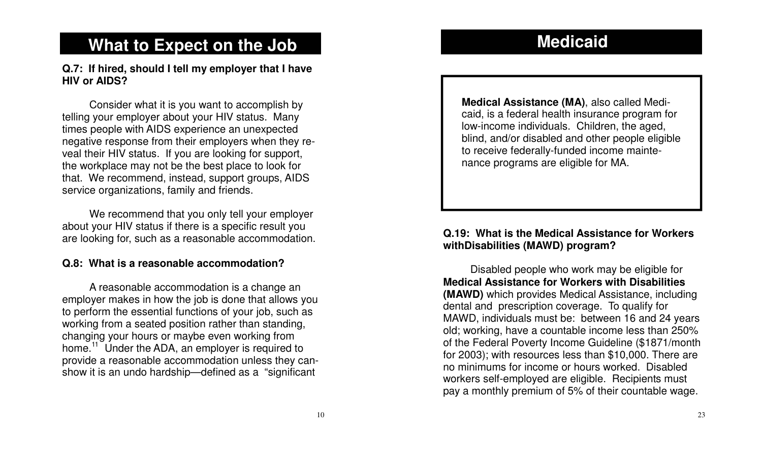## What to Expect on the Job

**Q.7: If hired, should I tell my employer that I have HIV or AIDS?**

Consider what it is you want to accomplish by telling your employer about your HIV status. Many times people with AIDS experience an unexpected negative response from their employers when they reveal their HIV status. If you are looking for support, the workplace may not be the best place to look for that. We recommend, instead, support groups, AIDS service organizations, family and friends.

We recommend that you only tell your employer about your HIV status if there is a specific result you are looking for, such as a reasonable accommodation.

**Q.8: What is a reasonable accommodation?**

A reasonable accommodation is a change an employer makes in how the job is done that allows you to perform the essential functions of your job, such as working from a seated position rather than standing, changing your hours or maybe even working from home.[11] Under the ADA, an employer is required to provide a reasonable accommodation unless they canshow it is an undo hardship—defined as a "significant

## Medicaid

**Medical Assistance (MA)**, also called Medicaid, is a federal health insurance program for low-income individuals. Children, the aged, blind, and/or disabled and other people eligible to receive federally-funded income maintenance programs are eligible for MA.

**Q.19: What is the Medical Assistance for Workers withDisabilities (MAWD) program?**

Disabled people who work may be eligible for **Medical Assistance for Workers with Disabilities (MAWD)** which provides Medical Assistance, including dental and prescription coverage. To qualify for MAWD, individuals must be: between 16 and 24 years old; working, have a countable income less than 250% of the Federal Poverty Income Guideline ($1871/month for 2003); with resources less than $10,000. There are no minimums for income or hours worked. Disabled workers self-employed are eligible. Recipients must pay a monthly premium of 5% of their countable wage.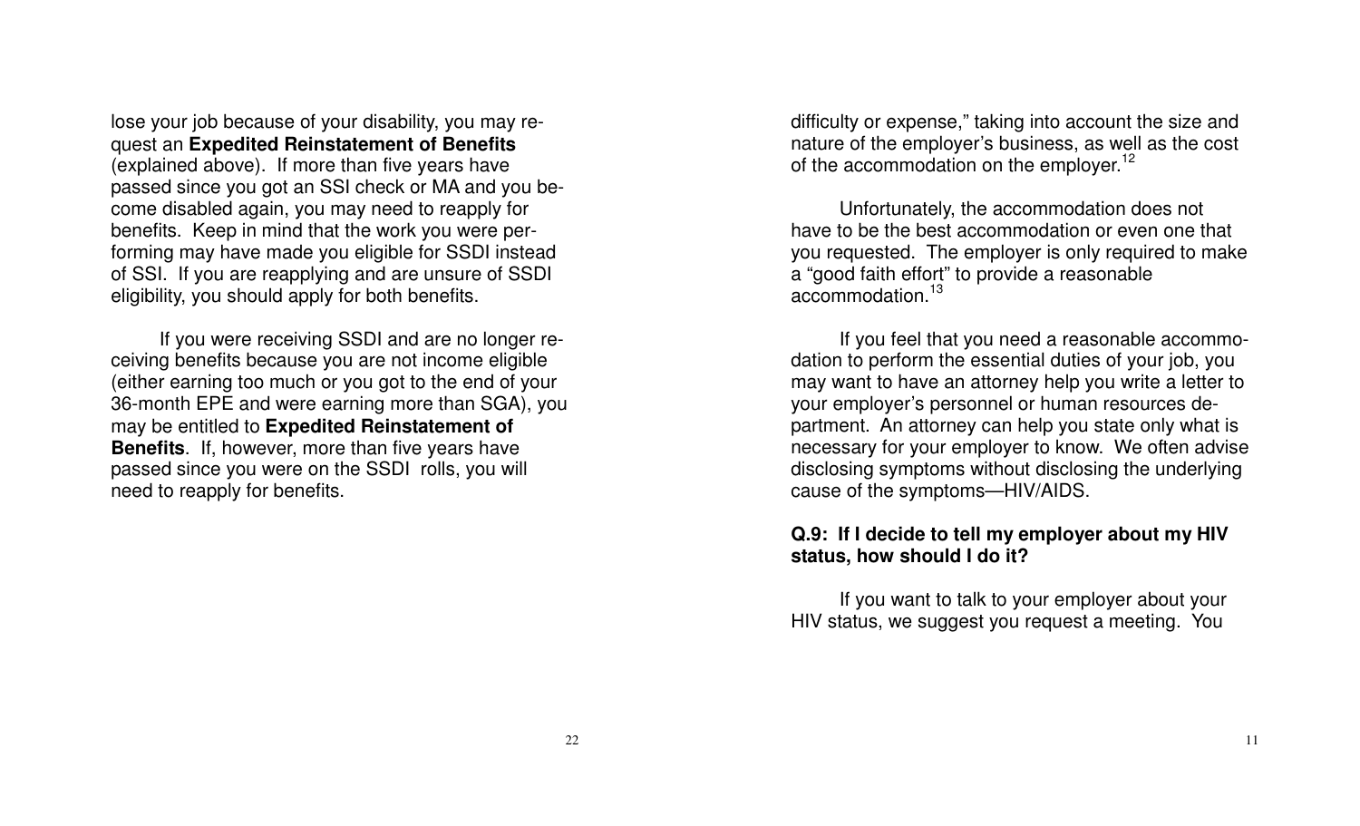lose your job because of your disability, you may request an **Expedited Reinstatement of Benefits** (explained above). If more than five years have passed since you got an SSI check or MA and you become disabled again, you may need to reapply for benefits. Keep in mind that the work you were performing may have made you eligible for SSDI instead of SSI. If you are reapplying and are unsure of SSDI eligibility, you should apply for both benefits.

If you were receiving SSDI and are no longer receiving benefits because you are not income eligible (either earning too much or you got to the end of your 36-month EPE and were earning more than SGA), you may be entitled to **Expedited Reinstatement of Benefits**. If, however, more than five years have passed since you were on the SSDI rolls, you will need to reapply for benefits.

difficulty or expense," taking into account the size and nature of the employer's business, as well as the cost of the accommodation on the employer.[12]

Unfortunately, the accommodation does not have to be the best accommodation or even one that you requested. The employer is only required to make a "good faith effort" to provide a reasonable accommodation.[13]

If you feel that you need a reasonable accommodation to perform the essential duties of your job, you may want to have an attorney help you write a letter to your employer's personnel or human resources department. An attorney can help you state only what is necessary for your employer to know. We often advise disclosing symptoms without disclosing the underlying cause of the symptoms—HIV/AIDS.

**Q.9: If I decide to tell my employer about my HIV status, how should I do it?**

If you want to talk to your employer about your HIV status, we suggest you request a meeting. You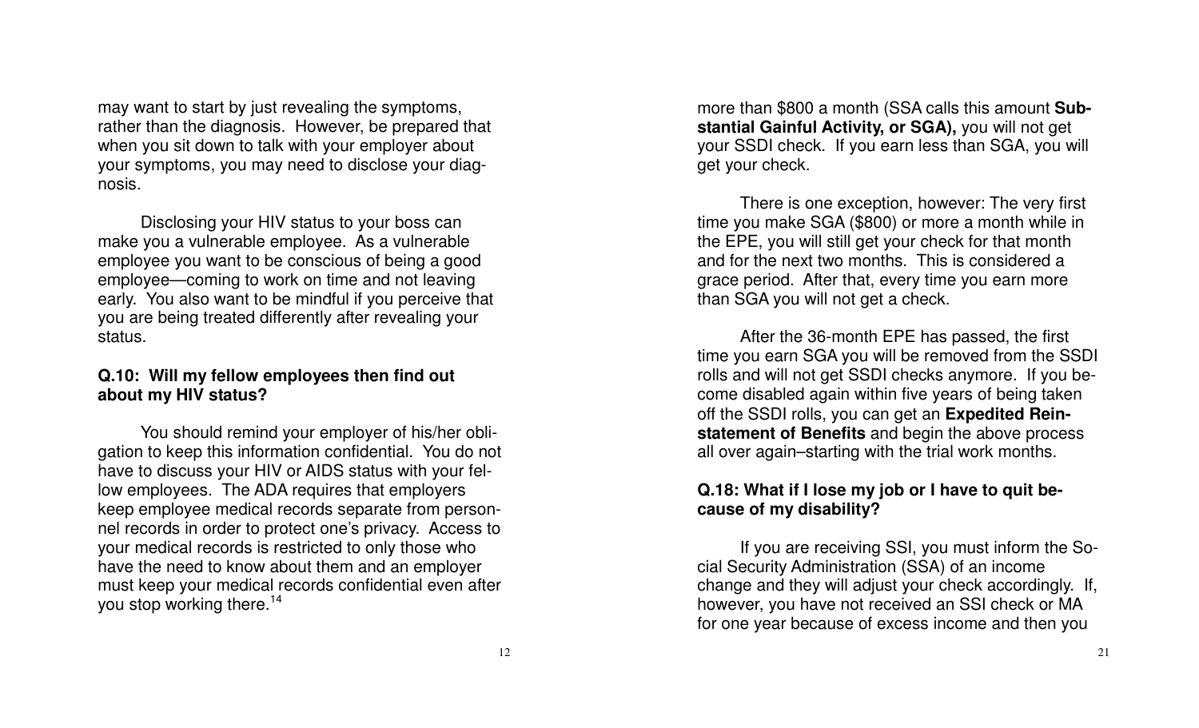may want to start by just revealing the symptoms, rather than the diagnosis. However, be prepared that when you sit down to talk with your employer about your symptoms, you may need to disclose your diagnosis.

Disclosing your HIV status to your boss can make you a vulnerable employee. As a vulnerable employee you want to be conscious of being a good employee—coming to work on time and not leaving early. You also want to be mindful if you perceive that you are being treated differently after revealing your status.

**Q.10: Will my fellow employees then find out about my HIV status?**

You should remind your employer of his/her obligation to keep this information confidential. You do not have to discuss your HIV or AIDS status with your fellow employees. The ADA requires that employers keep employee medical records separate from personnel records in order to protect one's privacy. Access to your medical records is restricted to only those who have the need to know about them and an employer must keep your medical records confidential even after you stop working there.[14]

more than $800 a month (SSA calls this amount **Substantial Gainful Activity, or SGA),** you will not get your SSDI check. If you earn less than SGA, you will get your check.

There is one exception, however: The very first time you make SGA ($800) or more a month while in the EPE, you will still get your check for that month and for the next two months. This is considered a grace period. After that, every time you earn more than SGA you will not get a check.

After the 36-month EPE has passed, the first time you earn SGA you will be removed from the SSDI rolls and will not get SSDI checks anymore. If you become disabled again within five years of being taken off the SSDI rolls, you can get an **Expedited Reinstatement of Benefits** and begin the above process all over again–starting with the trial work months.

**Q.18: What if I lose my job or I have to quit because of my disability?**

If you are receiving SSI, you must inform the Social Security Administration (SSA) of an income change and they will adjust your check accordingly. If, however, you have not received an SSI check or MA for one year because of excess income and then you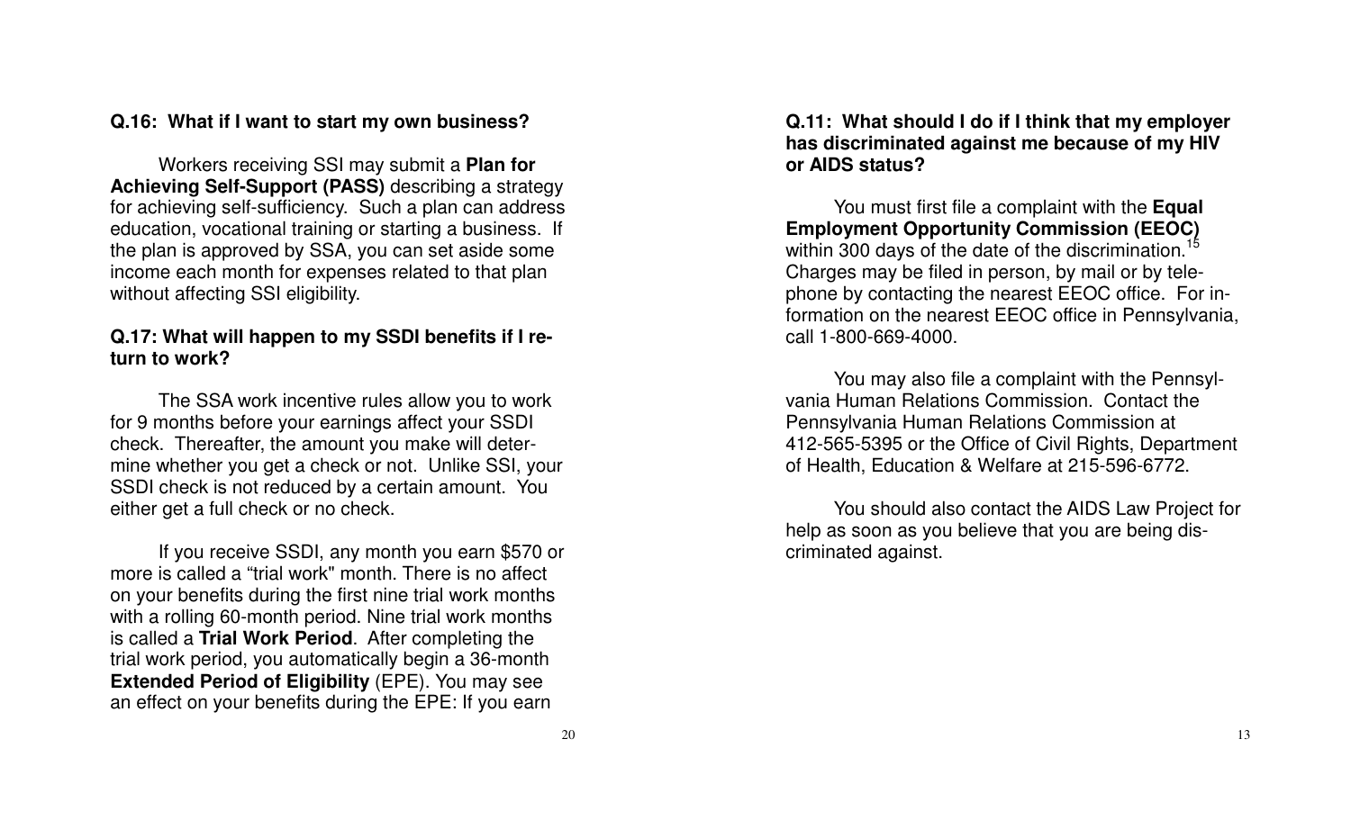**Q.16: What if I want to start my own business?**

Workers receiving SSI may submit a **Plan for Achieving Self-Support (PASS)** describing a strategy for achieving self-sufficiency. Such a plan can address education, vocational training or starting a business. If the plan is approved by SSA, you can set aside some income each month for expenses related to that plan without affecting SSI eligibility.

**Q.17: What will happen to my SSDI benefits if I return to work?**

The SSA work incentive rules allow you to work for 9 months before your earnings affect your SSDI check. Thereafter, the amount you make will determine whether you get a check or not. Unlike SSI, your SSDI check is not reduced by a certain amount. You either get a full check or no check.

If you receive SSDI, any month you earn $570 or more is called a "trial work" month. There is no affect on your benefits during the first nine trial work months with a rolling 60-month period. Nine trial work months is called a **Trial Work Period**. After completing the trial work period, you automatically begin a 36-month **Extended Period of Eligibility** (EPE). You may see an effect on your benefits during the EPE: If you earn

**Q.11: What should I do if I think that my employer has discriminated against me because of my HIV or AIDS status?**

You must first file a complaint with the **Equal Employment Opportunity Commission (EEOC)** within 300 days of the date of the discrimination.[15] Charges may be filed in person, by mail or by telephone by contacting the nearest EEOC office. For information on the nearest EEOC office in Pennsylvania, call 1-800-669-4000.

You may also file a complaint with the Pennsylvania Human Relations Commission. Contact the Pennsylvania Human Relations Commission at 412-565-5395 or the Office of Civil Rights, Department of Health, Education & Welfare at 215-596-6772.

You should also contact the AIDS Law Project for help as soon as you believe that you are being discriminated against.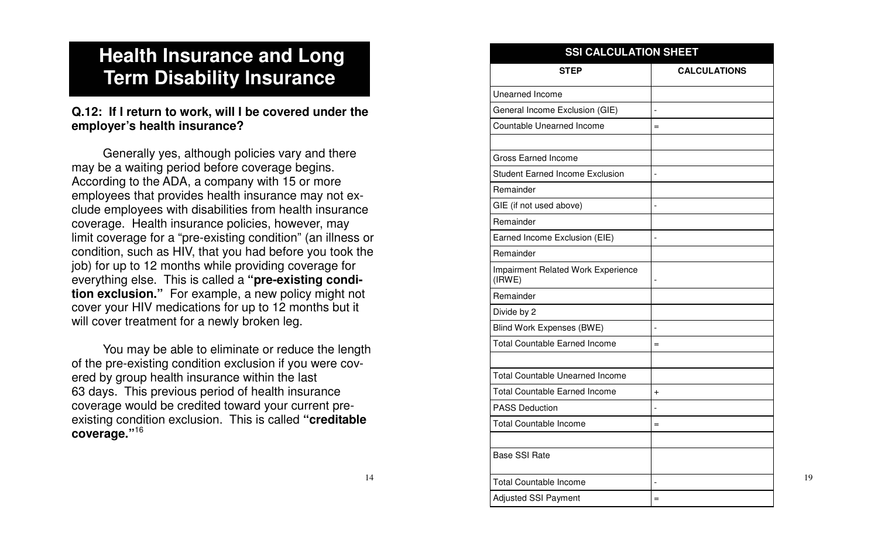# Health Insurance and Long Term Disability Insurance

**Q.12: If I return to work, will I be covered under the employer's health insurance?**

Generally yes, although policies vary and there may be a waiting period before coverage begins. According to the ADA, a company with 15 or more employees that provides health insurance may not exclude employees with disabilities from health insurance coverage. Health insurance policies, however, may limit coverage for a "pre-existing condition" (an illness or condition, such as HIV, that you had before you took the job) for up to 12 months while providing coverage for everything else. This is called a **"pre-existing condition exclusion."** For example, a new policy might not cover your HIV medications for up to 12 months but it will cover treatment for a newly broken leg.

You may be able to eliminate or reduce the length of the pre-existing condition exclusion if you were covered by group health insurance within the last 63 days. This previous period of health insurance coverage would be credited toward your current pre-existing condition exclusion. This is called **"creditable coverage."**[16]

| SSI CALCULATION SHEET | |
|---|---|
| **STEP** | **CALCULATIONS** |
| Unearned Income | |
| General Income Exclusion (GIE) | - |
| Countable Unearned Income | = |
| | |
| Gross Earned Income | |
| Student Earned Income Exclusion | - |
| Remainder | |
| GIE (if not used above) | - |
| Remainder | |
| Earned Income Exclusion (EIE) | - |
| Remainder | |
| Impairment Related Work Experience (IRWE) | - |
| Remainder | |
| Divide by 2 | |
| Blind Work Expenses (BWE) | - |
| Total Countable Earned Income | = |
| | |
| Total Countable Unearned Income | |
| Total Countable Earned Income | + |
| PASS Deduction | - |
| Total Countable Income | = |
| | |
| Base SSI Rate | |
| Total Countable Income | - |
| Adjusted SSI Payment | = |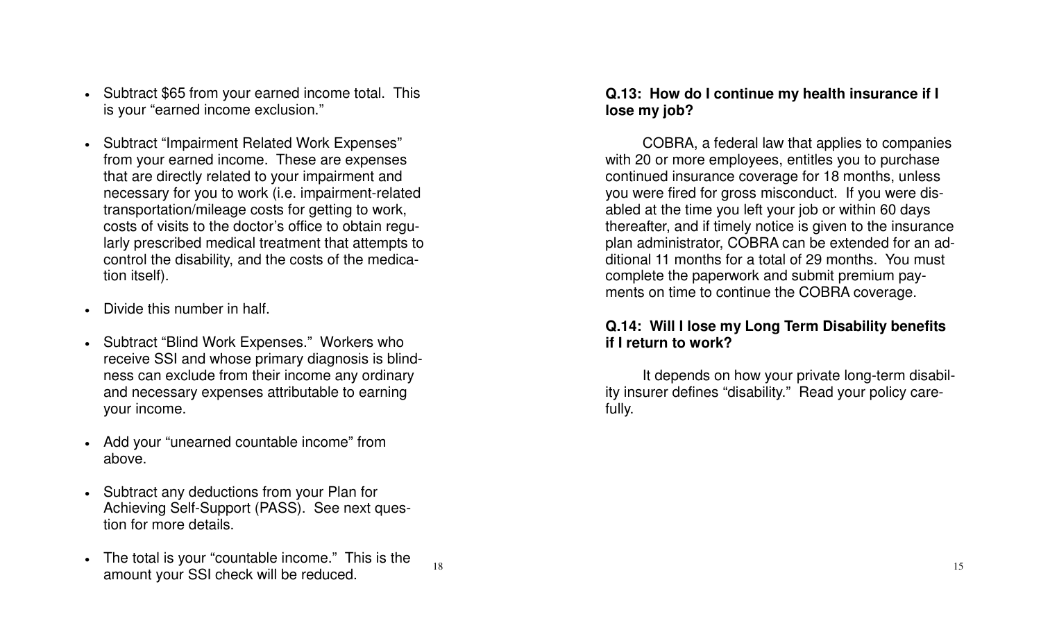- Subtract $65 from your earned income total. This is your "earned income exclusion."
- Subtract "Impairment Related Work Expenses" from your earned income. These are expenses that are directly related to your impairment and necessary for you to work (i.e. impairment-related transportation/mileage costs for getting to work, costs of visits to the doctor's office to obtain regularly prescribed medical treatment that attempts to control the disability, and the costs of the medication itself).
- Divide this number in half.
- Subtract "Blind Work Expenses." Workers who receive SSI and whose primary diagnosis is blindness can exclude from their income any ordinary and necessary expenses attributable to earning your income.
- Add your "unearned countable income" from above.
- Subtract any deductions from your Plan for Achieving Self-Support (PASS). See next question for more details.
- The total is your "countable income." This is the amount your SSI check will be reduced.

**Q.13: How do I continue my health insurance if I lose my job?**

COBRA, a federal law that applies to companies with 20 or more employees, entitles you to purchase continued insurance coverage for 18 months, unless you were fired for gross misconduct. If you were disabled at the time you left your job or within 60 days thereafter, and if timely notice is given to the insurance plan administrator, COBRA can be extended for an additional 11 months for a total of 29 months. You must complete the paperwork and submit premium payments on time to continue the COBRA coverage.

**Q.14: Will I lose my Long Term Disability benefits if I return to work?**

It depends on how your private long-term disability insurer defines "disability." Read your policy carefully.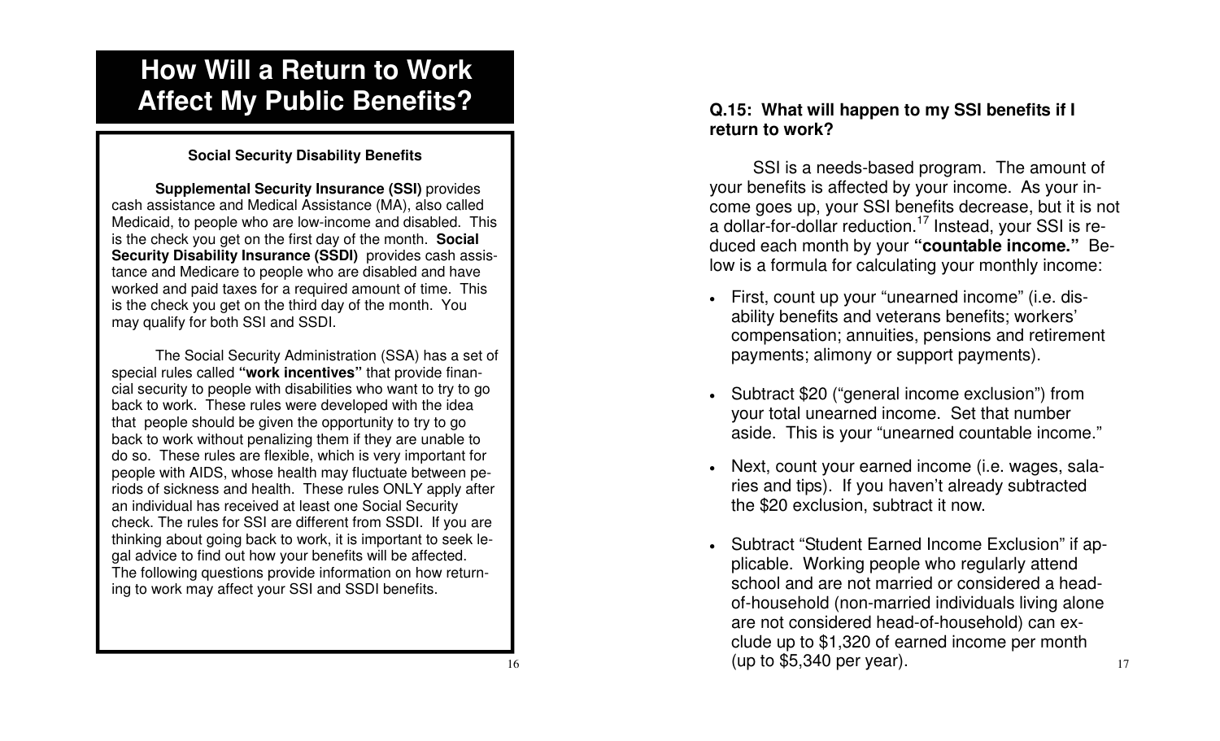# How Will a Return to Work Affect My Public Benefits?

### Social Security Disability Benefits

**Supplemental Security Insurance (SSI)** provides cash assistance and Medical Assistance (MA), also called Medicaid, to people who are low-income and disabled. This is the check you get on the first day of the month. **Social Security Disability Insurance (SSDI)** provides cash assistance and Medicare to people who are disabled and have worked and paid taxes for a required amount of time. This is the check you get on the third day of the month. You may qualify for both SSI and SSDI.

The Social Security Administration (SSA) has a set of special rules called **"work incentives"** that provide financial security to people with disabilities who want to try to go back to work. These rules were developed with the idea that people should be given the opportunity to try to go back to work without penalizing them if they are unable to do so. These rules are flexible, which is very important for people with AIDS, whose health may fluctuate between periods of sickness and health. These rules ONLY apply after an individual has received at least one Social Security check. The rules for SSI are different from SSDI. If you are thinking about going back to work, it is important to seek legal advice to find out how your benefits will be affected. The following questions provide information on how returning to work may affect your SSI and SSDI benefits.

**Q.15: What will happen to my SSI benefits if I return to work?**

SSI is a needs-based program. The amount of your benefits is affected by your income. As your income goes up, your SSI benefits decrease, but it is not a dollar-for-dollar reduction.[17] Instead, your SSI is reduced each month by your **"countable income."** Below is a formula for calculating your monthly income:

- First, count up your "unearned income" (i.e. disability benefits and veterans benefits; workers' compensation; annuities, pensions and retirement payments; alimony or support payments).
- Subtract $20 ("general income exclusion") from your total unearned income. Set that number aside. This is your "unearned countable income."
- Next, count your earned income (i.e. wages, salaries and tips). If you haven't already subtracted the $20 exclusion, subtract it now.
- Subtract "Student Earned Income Exclusion" if applicable. Working people who regularly attend school and are not married or considered a head-of-household (non-married individuals living alone are not considered head-of-household) can exclude up to $1,320 of earned income per month (up to $5,340 per year).